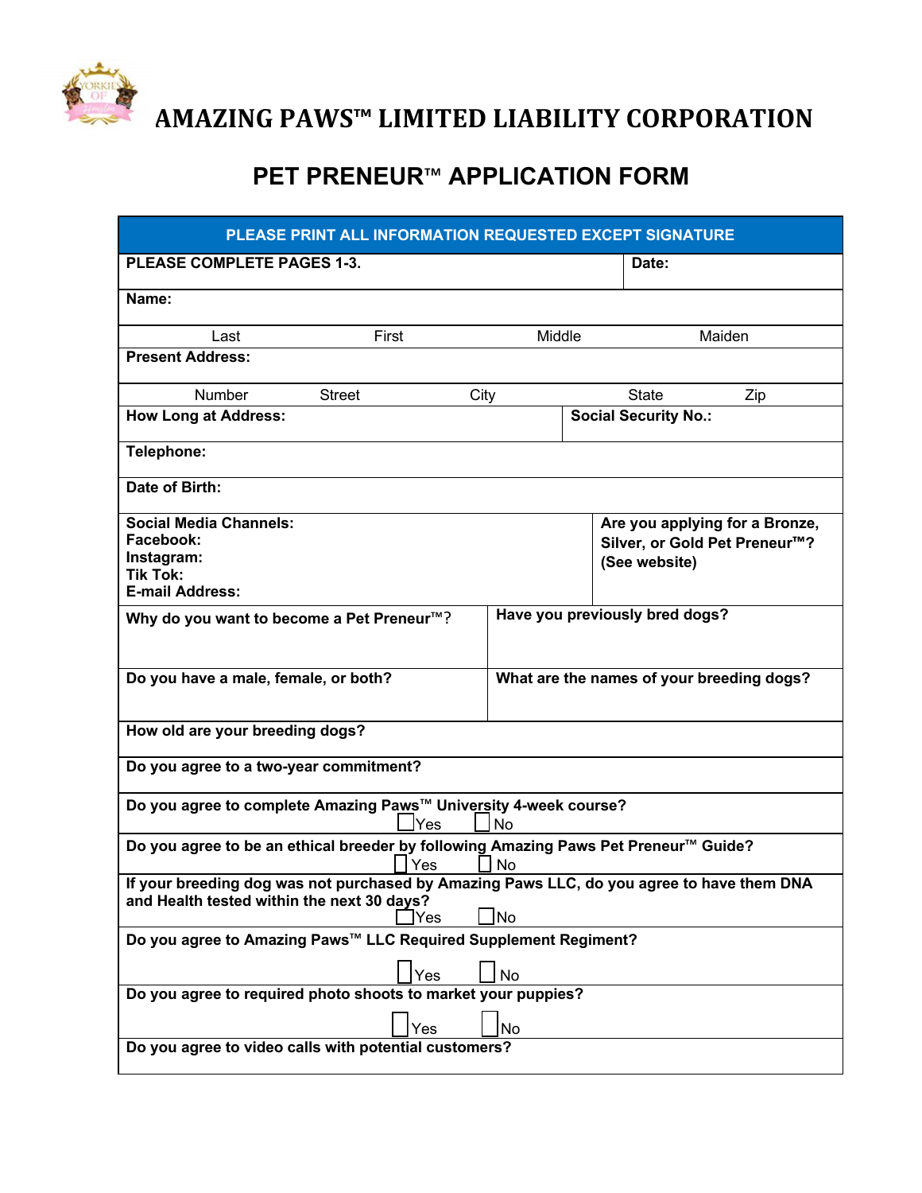# AMAZING PAWS™ LIMITED LIABILITY CORPORATION

## PET PRENEUR™ APPLICATION FORM

| PLEASE PRINT ALL INFORMATION REQUESTED EXCEPT SIGNATURE | |
|---|---|
| **PLEASE COMPLETE PAGES 1-3.** | **Date:** |
| **Name:** | |
| Last First Middle Maiden | |
| **Present Address:** | |
| Number Street City State Zip | |
| **How Long at Address:** | **Social Security No.:** |
| **Telephone:** | |
| **Date of Birth:** | |
| **Social Media Channels:**<br>**Facebook:**<br>**Instagram:**<br>**Tik Tok:**<br>**E-mail Address:** | **Are you applying for a Bronze, Silver, or Gold Pet Preneur™? (See website)** |
| **Why do you want to become a Pet Preneur™?** | **Have you previously bred dogs?** |
| **Do you have a male, female, or both?** | **What are the names of your breeding dogs?** |
| **How old are your breeding dogs?** | |
| **Do you agree to a two-year commitment?** | |
| **Do you agree to complete Amazing Paws™ University 4-week course?**<br>☐ Yes ☐ No | |
| **Do you agree to be an ethical breeder by following Amazing Paws Pet Preneur™ Guide?**<br>☐ Yes ☐ No | |
| **If your breeding dog was not purchased by Amazing Paws LLC, do you agree to have them DNA and Health tested within the next 30 days?**<br>☐ Yes ☐ No | |
| **Do you agree to Amazing Paws™ LLC Required Supplement Regiment?**<br>☐ Yes ☐ No | |
| **Do you agree to required photo shoots to market your puppies?**<br>☐ Yes ☐ No | |
| **Do you agree to video calls with potential customers?** | |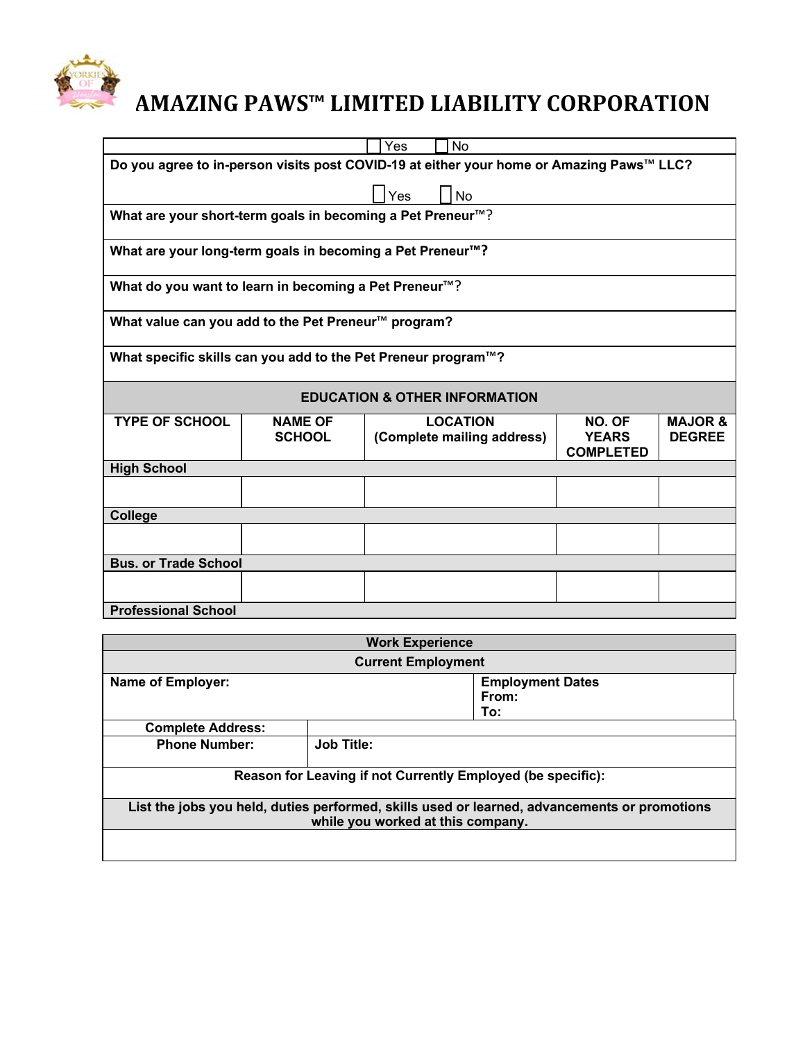# AMAZING PAWS™ LIMITED LIABILITY CORPORATION

| ☐ Yes ☐ No |
|---|
| **Do you agree to in-person visits post COVID-19 at either your home or Amazing Paws™ LLC?** ☐ Yes ☐ No |
| **What are your short-term goals in becoming a Pet Preneur™?** |
| **What are your long-term goals in becoming a Pet Preneur™?** |
| **What do you want to learn in becoming a Pet Preneur™?** |
| **What value can you add to the Pet Preneur™ program?** |
| **What specific skills can you add to the Pet Preneur program™?** |

## EDUCATION & OTHER INFORMATION

| TYPE OF SCHOOL | NAME OF SCHOOL | LOCATION (Complete mailing address) | NO. OF YEARS COMPLETED | MAJOR & DEGREE |
|---|---|---|---|---|
| **High School** | | | | |
| | | | | |
| **College** | | | | |
| | | | | |
| **Bus. or Trade School** | | | | |
| | | | | |
| **Professional School** | | | | |

## Work Experience

### Current Employment

| | |
|---|---|
| **Name of Employer:** | **Employment Dates**<br>**From:**<br>**To:** |
| **Complete Address:** | |
| **Phone Number:** | **Job Title:** |
| **Reason for Leaving if not Currently Employed (be specific):** | |
| **List the jobs you held, duties performed, skills used or learned, advancements or promotions while you worked at this company.** | |
| | |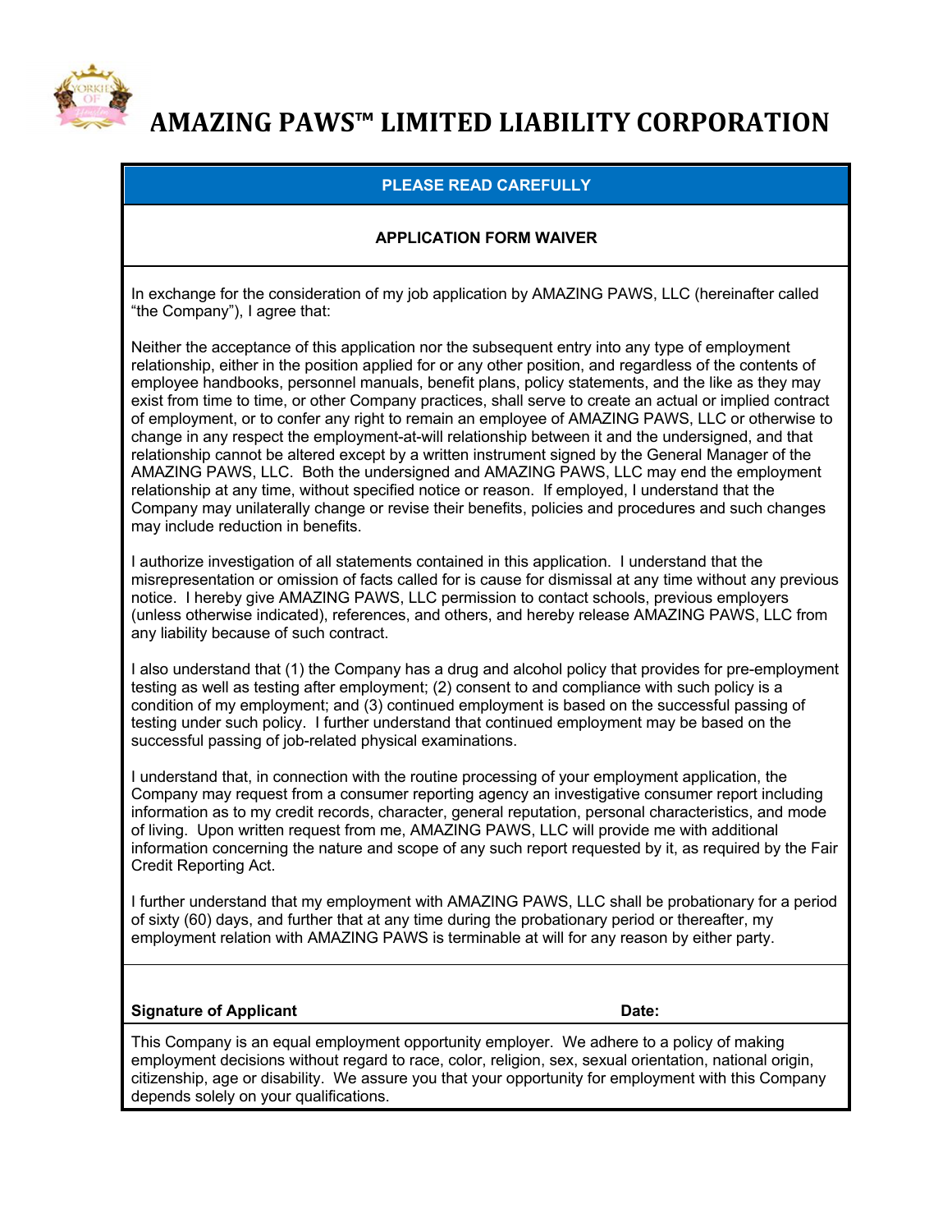# AMAZING PAWS™ LIMITED LIABILITY CORPORATION

**PLEASE READ CAREFULLY**

**APPLICATION FORM WAIVER**

In exchange for the consideration of my job application by AMAZING PAWS, LLC (hereinafter called "the Company"), I agree that:

Neither the acceptance of this application nor the subsequent entry into any type of employment relationship, either in the position applied for or any other position, and regardless of the contents of employee handbooks, personnel manuals, benefit plans, policy statements, and the like as they may exist from time to time, or other Company practices, shall serve to create an actual or implied contract of employment, or to confer any right to remain an employee of AMAZING PAWS, LLC or otherwise to change in any respect the employment-at-will relationship between it and the undersigned, and that relationship cannot be altered except by a written instrument signed by the General Manager of the AMAZING PAWS, LLC. Both the undersigned and AMAZING PAWS, LLC may end the employment relationship at any time, without specified notice or reason. If employed, I understand that the Company may unilaterally change or revise their benefits, policies and procedures and such changes may include reduction in benefits.

I authorize investigation of all statements contained in this application. I understand that the misrepresentation or omission of facts called for is cause for dismissal at any time without any previous notice. I hereby give AMAZING PAWS, LLC permission to contact schools, previous employers (unless otherwise indicated), references, and others, and hereby release AMAZING PAWS, LLC from any liability because of such contract.

I also understand that (1) the Company has a drug and alcohol policy that provides for pre-employment testing as well as testing after employment; (2) consent to and compliance with such policy is a condition of my employment; and (3) continued employment is based on the successful passing of testing under such policy. I further understand that continued employment may be based on the successful passing of job-related physical examinations.

I understand that, in connection with the routine processing of your employment application, the Company may request from a consumer reporting agency an investigative consumer report including information as to my credit records, character, general reputation, personal characteristics, and mode of living. Upon written request from me, AMAZING PAWS, LLC will provide me with additional information concerning the nature and scope of any such report requested by it, as required by the Fair Credit Reporting Act.

I further understand that my employment with AMAZING PAWS, LLC shall be probationary for a period of sixty (60) days, and further that at any time during the probationary period or thereafter, my employment relation with AMAZING PAWS is terminable at will for any reason by either party.

**Signature of Applicant** **Date:**

This Company is an equal employment opportunity employer. We adhere to a policy of making employment decisions without regard to race, color, religion, sex, sexual orientation, national origin, citizenship, age or disability. We assure you that your opportunity for employment with this Company depends solely on your qualifications.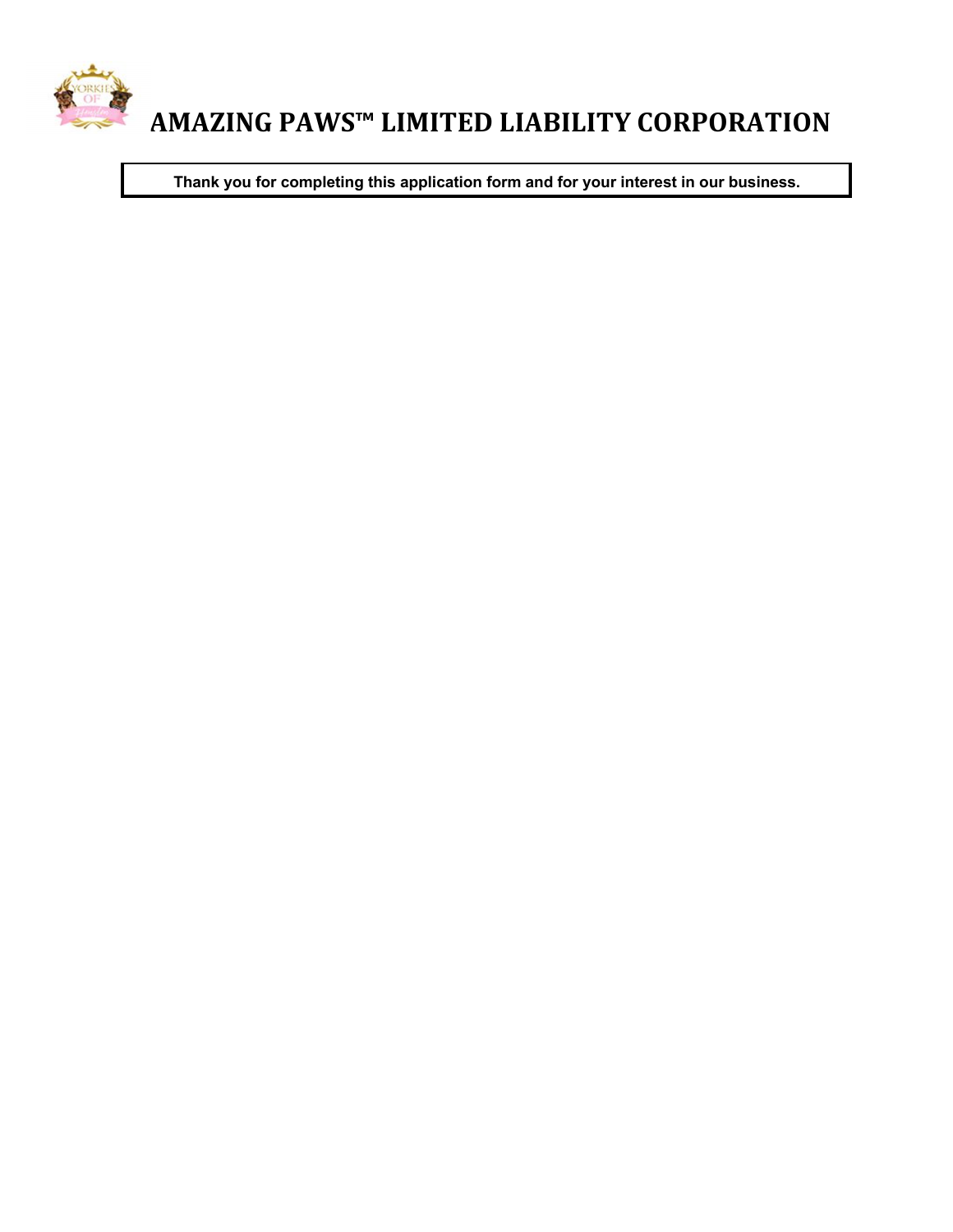# AMAZING PAWS™ LIMITED LIABILITY CORPORATION

**Thank you for completing this application form and for your interest in our business.**